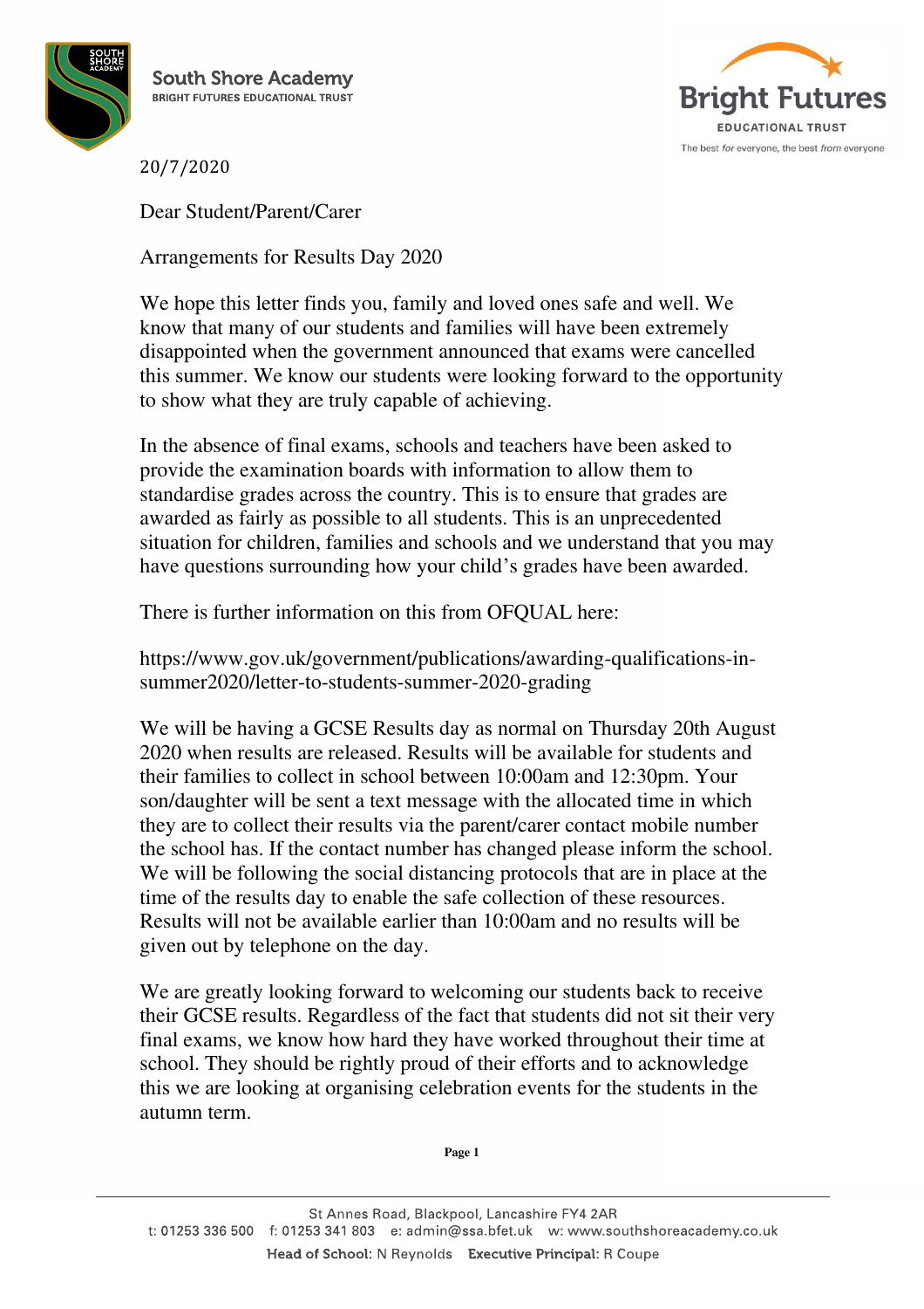South Shore Academy
BRIGHT FUTURES EDUCATIONAL TRUST

Bright Futures
EDUCATIONAL TRUST
The best *for* everyone, the best *from* everyone

20/7/2020

Dear Student/Parent/Carer

Arrangements for Results Day 2020

We hope this letter finds you, family and loved ones safe and well. We know that many of our students and families will have been extremely disappointed when the government announced that exams were cancelled this summer. We know our students were looking forward to the opportunity to show what they are truly capable of achieving.

In the absence of final exams, schools and teachers have been asked to provide the examination boards with information to allow them to standardise grades across the country. This is to ensure that grades are awarded as fairly as possible to all students. This is an unprecedented situation for children, families and schools and we understand that you may have questions surrounding how your child's grades have been awarded.

There is further information on this from OFQUAL here:

https://www.gov.uk/government/publications/awarding-qualifications-in-summer2020/letter-to-students-summer-2020-grading

We will be having a GCSE Results day as normal on Thursday 20th August 2020 when results are released. Results will be available for students and their families to collect in school between 10:00am and 12:30pm. Your son/daughter will be sent a text message with the allocated time in which they are to collect their results via the parent/carer contact mobile number the school has. If the contact number has changed please inform the school. We will be following the social distancing protocols that are in place at the time of the results day to enable the safe collection of these resources. Results will not be available earlier than 10:00am and no results will be given out by telephone on the day.

We are greatly looking forward to welcoming our students back to receive their GCSE results. Regardless of the fact that students did not sit their very final exams, we know how hard they have worked throughout their time at school. They should be rightly proud of their efforts and to acknowledge this we are looking at organising celebration events for the students in the autumn term.

St Annes Road, Blackpool, Lancashire FY4 2AR
t: 01253 336 500 f: 01253 341 803 e: admin@ssa.bfet.uk w: www.southshoreacademy.co.uk
**Head of School:** N Reynolds **Executive Principal:** R Coupe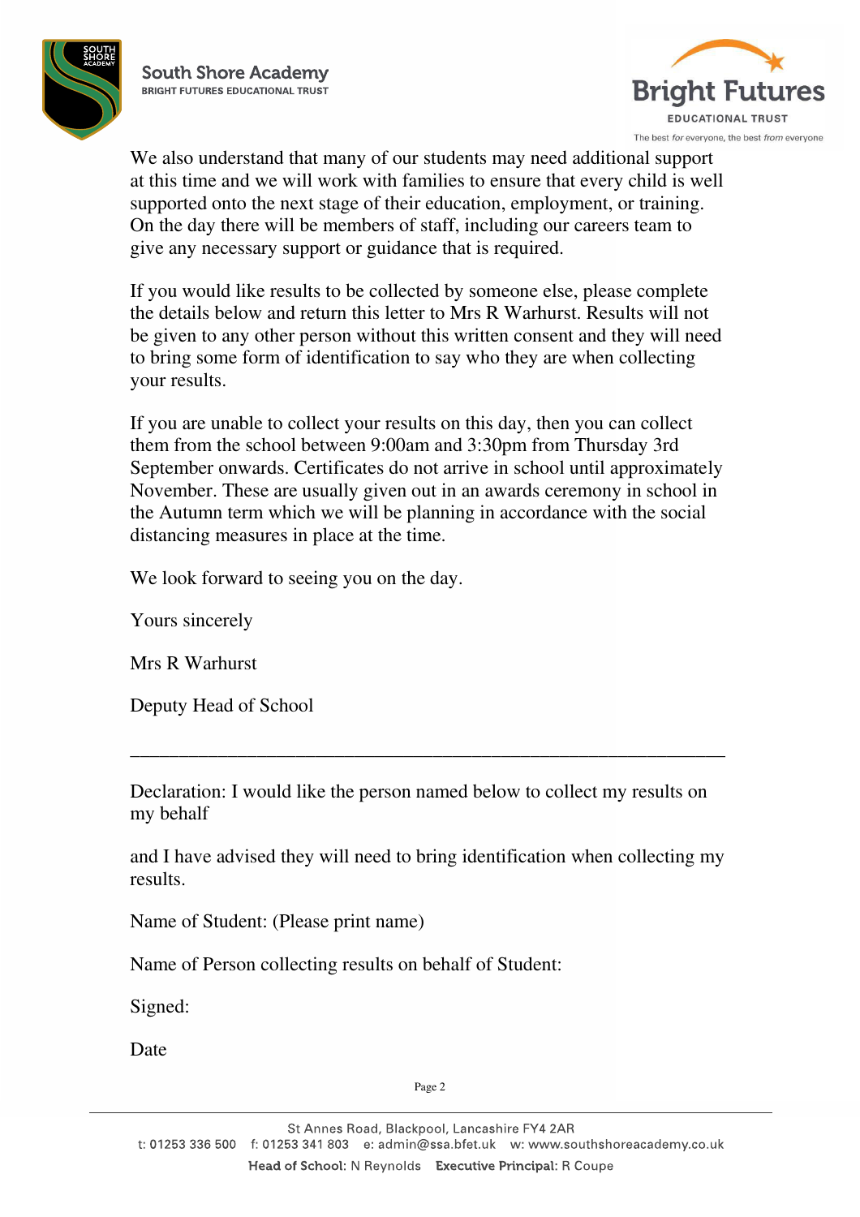We also understand that many of our students may need additional support at this time and we will work with families to ensure that every child is well supported onto the next stage of their education, employment, or training. On the day there will be members of staff, including our careers team to give any necessary support or guidance that is required.

If you would like results to be collected by someone else, please complete the details below and return this letter to Mrs R Warhurst. Results will not be given to any other person without this written consent and they will need to bring some form of identification to say who they are when collecting your results.

If you are unable to collect your results on this day, then you can collect them from the school between 9:00am and 3:30pm from Thursday 3rd September onwards. Certificates do not arrive in school until approximately November. These are usually given out in an awards ceremony in school in the Autumn term which we will be planning in accordance with the social distancing measures in place at the time.

We look forward to seeing you on the day.

Yours sincerely

Mrs R Warhurst

Deputy Head of School

---

Declaration: I would like the person named below to collect my results on my behalf

and I have advised they will need to bring identification when collecting my results.

Name of Student: (Please print name)

Name of Person collecting results on behalf of Student:

Signed:

Date